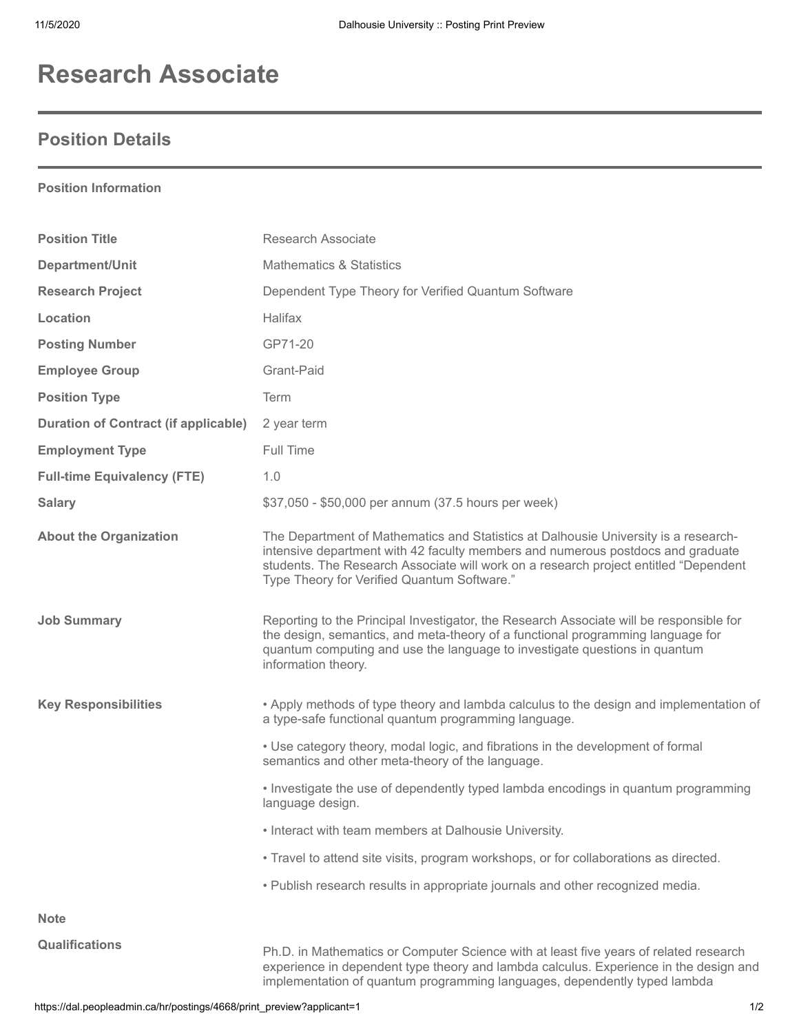# Research Associate

## Position Details

### Position Information

| | |
|---|---|
| **Position Title** | Research Associate |
| **Department/Unit** | Mathematics & Statistics |
| **Research Project** | Dependent Type Theory for Verified Quantum Software |
| **Location** | Halifax |
| **Posting Number** | GP71-20 |
| **Employee Group** | Grant-Paid |
| **Position Type** | Term |
| **Duration of Contract (if applicable)** | 2 year term |
| **Employment Type** | Full Time |
| **Full-time Equivalency (FTE)** | 1.0 |
| **Salary** | $37,050 - $50,000 per annum (37.5 hours per week) |

**About the Organization**

The Department of Mathematics and Statistics at Dalhousie University is a research-intensive department with 42 faculty members and numerous postdocs and graduate students. The Research Associate will work on a research project entitled "Dependent Type Theory for Verified Quantum Software."

**Job Summary**

Reporting to the Principal Investigator, the Research Associate will be responsible for the design, semantics, and meta-theory of a functional programming language for quantum computing and use the language to investigate questions in quantum information theory.

**Key Responsibilities**

- Apply methods of type theory and lambda calculus to the design and implementation of a type-safe functional quantum programming language.
- Use category theory, modal logic, and fibrations in the development of formal semantics and other meta-theory of the language.
- Investigate the use of dependently typed lambda encodings in quantum programming language design.
- Interact with team members at Dalhousie University.
- Travel to attend site visits, program workshops, or for collaborations as directed.
- Publish research results in appropriate journals and other recognized media.

**Note**

**Qualifications**

Ph.D. in Mathematics or Computer Science with at least five years of related research experience in dependent type theory and lambda calculus. Experience in the design and implementation of quantum programming languages, dependently typed lambda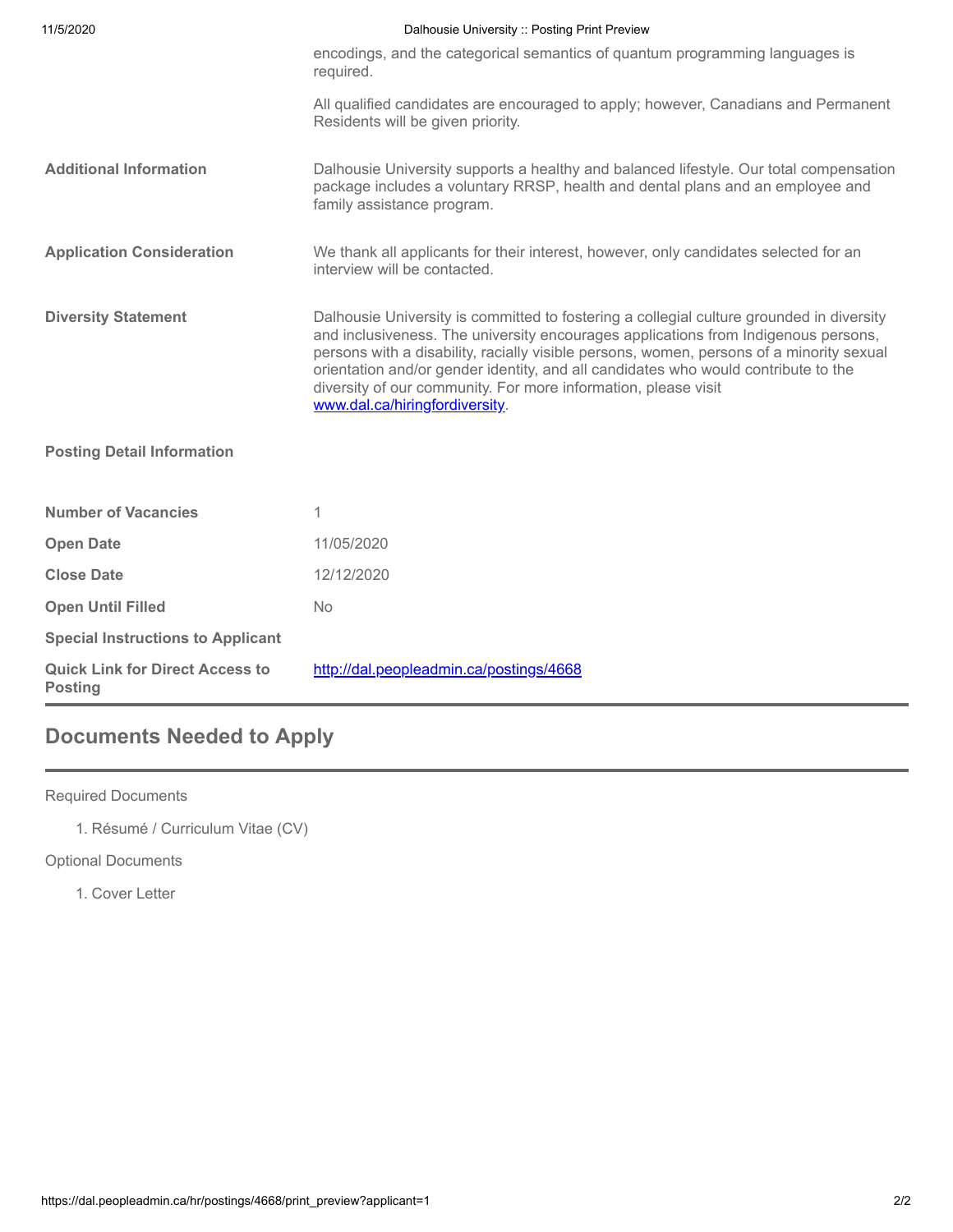encodings, and the categorical semantics of quantum programming languages is required.

All qualified candidates are encouraged to apply; however, Canadians and Permanent Residents will be given priority.

| | |
|---|---|
| **Additional Information** | Dalhousie University supports a healthy and balanced lifestyle. Our total compensation package includes a voluntary RRSP, health and dental plans and an employee and family assistance program. |
| **Application Consideration** | We thank all applicants for their interest, however, only candidates selected for an interview will be contacted. |
| **Diversity Statement** | Dalhousie University is committed to fostering a collegial culture grounded in diversity and inclusiveness. The university encourages applications from Indigenous persons, persons with a disability, racially visible persons, women, persons of a minority sexual orientation and/or gender identity, and all candidates who would contribute to the diversity of our community. For more information, please visit [www.dal.ca/hiringfordiversity](www.dal.ca/hiringfordiversity). |

**Posting Detail Information**

| | |
|---|---|
| **Number of Vacancies** | 1 |
| **Open Date** | 11/05/2020 |
| **Close Date** | 12/12/2020 |
| **Open Until Filled** | No |
| **Special Instructions to Applicant** | |
| **Quick Link for Direct Access to Posting** | [http://dal.peopleadmin.ca/postings/4668](http://dal.peopleadmin.ca/postings/4668) |

## Documents Needed to Apply

Required Documents

1. Résumé / Curriculum Vitae (CV)

Optional Documents

1. Cover Letter